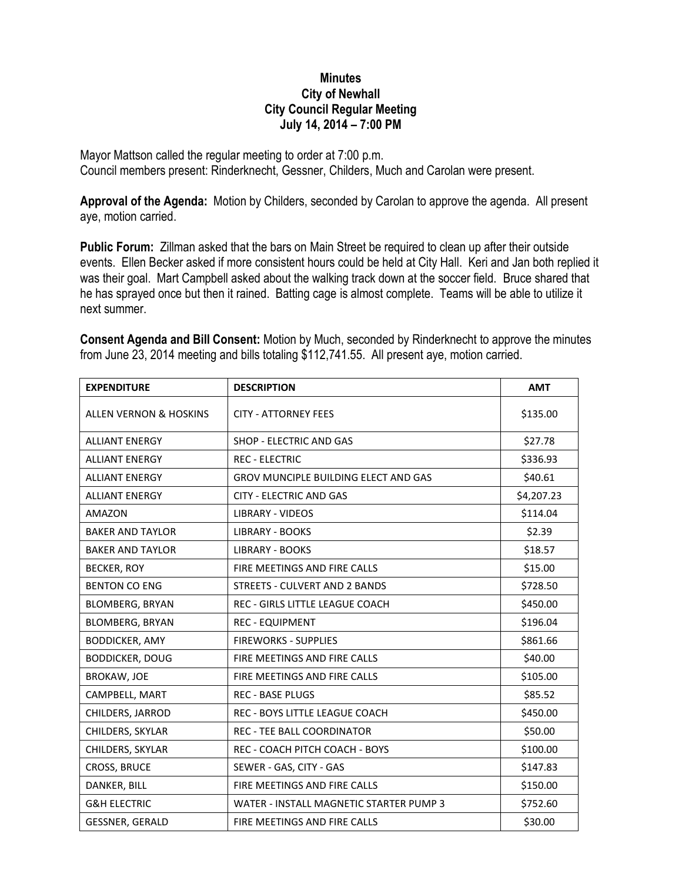**Minutes**
**City of Newhall**
**City Council Regular Meeting**
**July 14, 2014 – 7:00 PM**

Mayor Mattson called the regular meeting to order at 7:00 p.m.
Council members present: Rinderknecht, Gessner, Childers, Much and Carolan were present.

**Approval of the Agenda:** Motion by Childers, seconded by Carolan to approve the agenda. All present aye, motion carried.

**Public Forum:** Zillman asked that the bars on Main Street be required to clean up after their outside events. Ellen Becker asked if more consistent hours could be held at City Hall. Keri and Jan both replied it was their goal. Mart Campbell asked about the walking track down at the soccer field. Bruce shared that he has sprayed once but then it rained. Batting cage is almost complete. Teams will be able to utilize it next summer.

**Consent Agenda and Bill Consent:** Motion by Much, seconded by Rinderknecht to approve the minutes from June 23, 2014 meeting and bills totaling $112,741.55. All present aye, motion carried.

| EXPENDITURE | DESCRIPTION | AMT |
|---|---|---|
| ALLEN VERNON & HOSKINS | CITY - ATTORNEY FEES | $135.00 |
| ALLIANT ENERGY | SHOP - ELECTRIC AND GAS | $27.78 |
| ALLIANT ENERGY | REC - ELECTRIC | $336.93 |
| ALLIANT ENERGY | GROV MUNCIPLE BUILDING ELECT AND GAS | $40.61 |
| ALLIANT ENERGY | CITY - ELECTRIC AND GAS | $4,207.23 |
| AMAZON | LIBRARY - VIDEOS | $114.04 |
| BAKER AND TAYLOR | LIBRARY - BOOKS | $2.39 |
| BAKER AND TAYLOR | LIBRARY - BOOKS | $18.57 |
| BECKER, ROY | FIRE MEETINGS AND FIRE CALLS | $15.00 |
| BENTON CO ENG | STREETS - CULVERT AND 2 BANDS | $728.50 |
| BLOMBERG, BRYAN | REC - GIRLS LITTLE LEAGUE COACH | $450.00 |
| BLOMBERG, BRYAN | REC - EQUIPMENT | $196.04 |
| BODDICKER, AMY | FIREWORKS - SUPPLIES | $861.66 |
| BODDICKER, DOUG | FIRE MEETINGS AND FIRE CALLS | $40.00 |
| BROKAW, JOE | FIRE MEETINGS AND FIRE CALLS | $105.00 |
| CAMPBELL, MART | REC - BASE PLUGS | $85.52 |
| CHILDERS, JARROD | REC - BOYS LITTLE LEAGUE COACH | $450.00 |
| CHILDERS, SKYLAR | REC - TEE BALL COORDINATOR | $50.00 |
| CHILDERS, SKYLAR | REC - COACH PITCH COACH - BOYS | $100.00 |
| CROSS, BRUCE | SEWER - GAS, CITY - GAS | $147.83 |
| DANKER, BILL | FIRE MEETINGS AND FIRE CALLS | $150.00 |
| G&H ELECTRIC | WATER - INSTALL MAGNETIC STARTER PUMP 3 | $752.60 |
| GESSNER, GERALD | FIRE MEETINGS AND FIRE CALLS | $30.00 |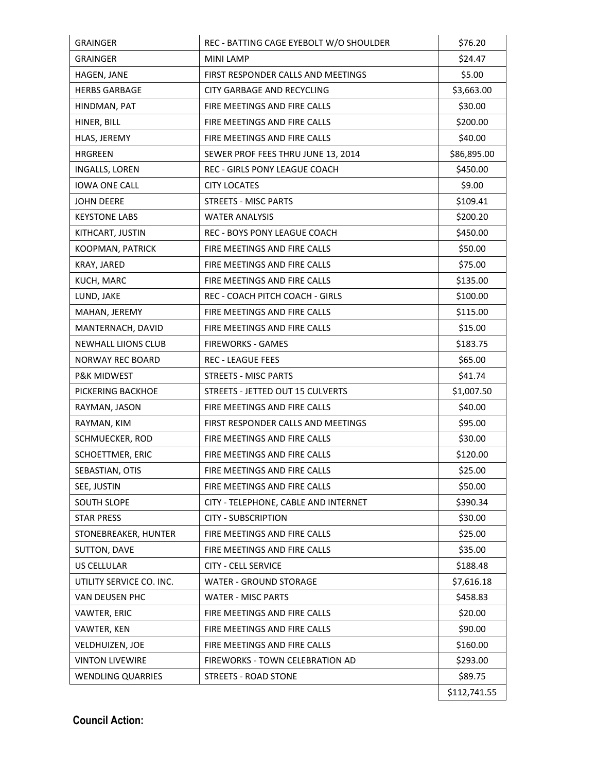| GRAINGER | REC - BATTING CAGE EYEBOLT W/O SHOULDER | $76.20 |
|---|---|---|
| GRAINGER | MINI LAMP | $24.47 |
| HAGEN, JANE | FIRST RESPONDER CALLS AND MEETINGS | $5.00 |
| HERBS GARBAGE | CITY GARBAGE AND RECYCLING | $3,663.00 |
| HINDMAN, PAT | FIRE MEETINGS AND FIRE CALLS | $30.00 |
| HINER, BILL | FIRE MEETINGS AND FIRE CALLS | $200.00 |
| HLAS, JEREMY | FIRE MEETINGS AND FIRE CALLS | $40.00 |
| HRGREEN | SEWER PROF FEES THRU JUNE 13, 2014 | $86,895.00 |
| INGALLS, LOREN | REC - GIRLS PONY LEAGUE COACH | $450.00 |
| IOWA ONE CALL | CITY LOCATES | $9.00 |
| JOHN DEERE | STREETS - MISC PARTS | $109.41 |
| KEYSTONE LABS | WATER ANALYSIS | $200.20 |
| KITHCART, JUSTIN | REC - BOYS PONY LEAGUE COACH | $450.00 |
| KOOPMAN, PATRICK | FIRE MEETINGS AND FIRE CALLS | $50.00 |
| KRAY, JARED | FIRE MEETINGS AND FIRE CALLS | $75.00 |
| KUCH, MARC | FIRE MEETINGS AND FIRE CALLS | $135.00 |
| LUND, JAKE | REC - COACH PITCH COACH - GIRLS | $100.00 |
| MAHAN, JEREMY | FIRE MEETINGS AND FIRE CALLS | $115.00 |
| MANTERNACH, DAVID | FIRE MEETINGS AND FIRE CALLS | $15.00 |
| NEWHALL LIIONS CLUB | FIREWORKS - GAMES | $183.75 |
| NORWAY REC BOARD | REC - LEAGUE FEES | $65.00 |
| P&K MIDWEST | STREETS - MISC PARTS | $41.74 |
| PICKERING BACKHOE | STREETS - JETTED OUT 15 CULVERTS | $1,007.50 |
| RAYMAN, JASON | FIRE MEETINGS AND FIRE CALLS | $40.00 |
| RAYMAN, KIM | FIRST RESPONDER CALLS AND MEETINGS | $95.00 |
| SCHMUECKER, ROD | FIRE MEETINGS AND FIRE CALLS | $30.00 |
| SCHOETTMER, ERIC | FIRE MEETINGS AND FIRE CALLS | $120.00 |
| SEBASTIAN, OTIS | FIRE MEETINGS AND FIRE CALLS | $25.00 |
| SEE, JUSTIN | FIRE MEETINGS AND FIRE CALLS | $50.00 |
| SOUTH SLOPE | CITY - TELEPHONE, CABLE AND INTERNET | $390.34 |
| STAR PRESS | CITY - SUBSCRIPTION | $30.00 |
| STONEBREAKER, HUNTER | FIRE MEETINGS AND FIRE CALLS | $25.00 |
| SUTTON, DAVE | FIRE MEETINGS AND FIRE CALLS | $35.00 |
| US CELLULAR | CITY - CELL SERVICE | $188.48 |
| UTILITY SERVICE CO. INC. | WATER - GROUND STORAGE | $7,616.18 |
| VAN DEUSEN PHC | WATER - MISC PARTS | $458.83 |
| VAWTER, ERIC | FIRE MEETINGS AND FIRE CALLS | $20.00 |
| VAWTER, KEN | FIRE MEETINGS AND FIRE CALLS | $90.00 |
| VELDHUIZEN, JOE | FIRE MEETINGS AND FIRE CALLS | $160.00 |
| VINTON LIVEWIRE | FIREWORKS - TOWN CELEBRATION AD | $293.00 |
| WENDLING QUARRIES | STREETS - ROAD STONE | $89.75 |
| | | $112,741.55 |

**Council Action:**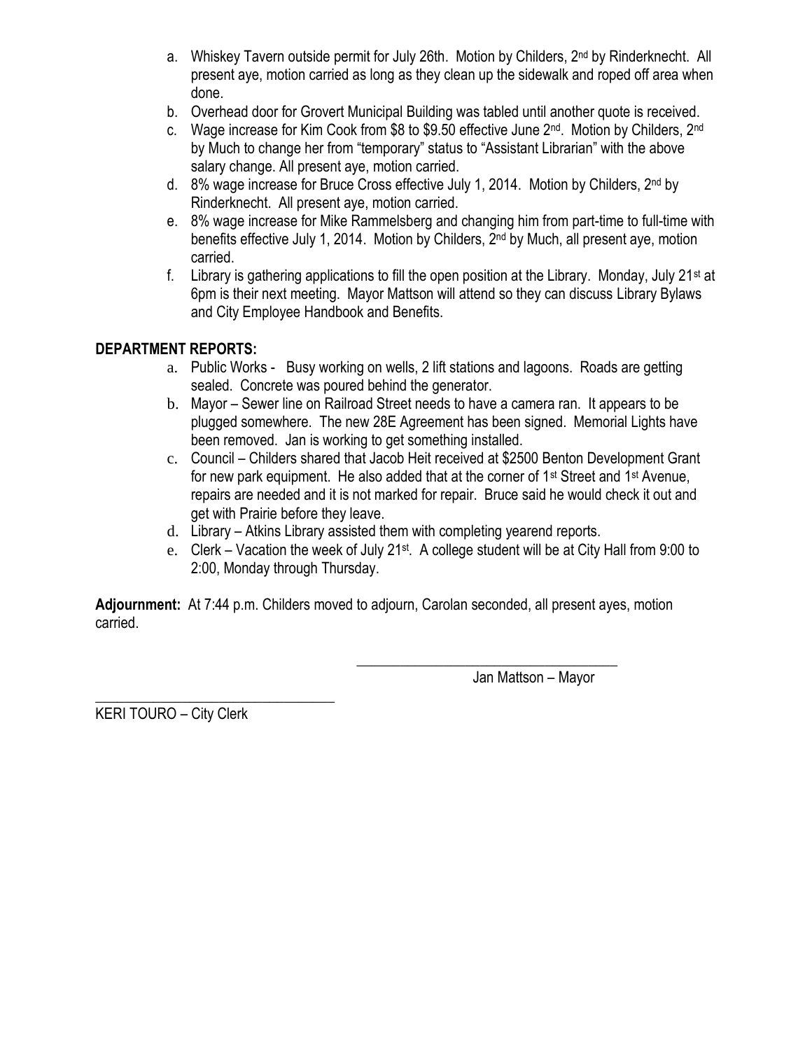a. Whiskey Tavern outside permit for July 26th. Motion by Childers, 2nd by Rinderknecht. All present aye, motion carried as long as they clean up the sidewalk and roped off area when done.
b. Overhead door for Grovert Municipal Building was tabled until another quote is received.
c. Wage increase for Kim Cook from $8 to $9.50 effective June 2nd. Motion by Childers, 2nd by Much to change her from "temporary" status to "Assistant Librarian" with the above salary change. All present aye, motion carried.
d. 8% wage increase for Bruce Cross effective July 1, 2014. Motion by Childers, 2nd by Rinderknecht. All present aye, motion carried.
e. 8% wage increase for Mike Rammelsberg and changing him from part-time to full-time with benefits effective July 1, 2014. Motion by Childers, 2nd by Much, all present aye, motion carried.
f. Library is gathering applications to fill the open position at the Library. Monday, July 21st at 6pm is their next meeting. Mayor Mattson will attend so they can discuss Library Bylaws and City Employee Handbook and Benefits.

**DEPARTMENT REPORTS:**

a. Public Works - Busy working on wells, 2 lift stations and lagoons. Roads are getting sealed. Concrete was poured behind the generator.
b. Mayor – Sewer line on Railroad Street needs to have a camera ran. It appears to be plugged somewhere. The new 28E Agreement has been signed. Memorial Lights have been removed. Jan is working to get something installed.
c. Council – Childers shared that Jacob Heit received at $2500 Benton Development Grant for new park equipment. He also added that at the corner of 1st Street and 1st Avenue, repairs are needed and it is not marked for repair. Bruce said he would check it out and get with Prairie before they leave.
d. Library – Atkins Library assisted them with completing yearend reports.
e. Clerk – Vacation the week of July 21st. A college student will be at City Hall from 9:00 to 2:00, Monday through Thursday.

**Adjournment:** At 7:44 p.m. Childers moved to adjourn, Carolan seconded, all present ayes, motion carried.

\_\_\_\_\_\_\_\_\_\_\_\_\_\_\_\_\_\_\_\_\_\_\_\_\_\_\_\_\_\_\_\_\_\_\_\_

Jan Mattson – Mayor

\_\_\_\_\_\_\_\_\_\_\_\_\_\_\_\_\_\_\_\_\_\_\_\_\_\_\_\_\_\_\_\_\_\_\_\_

KERI TOURO – City Clerk